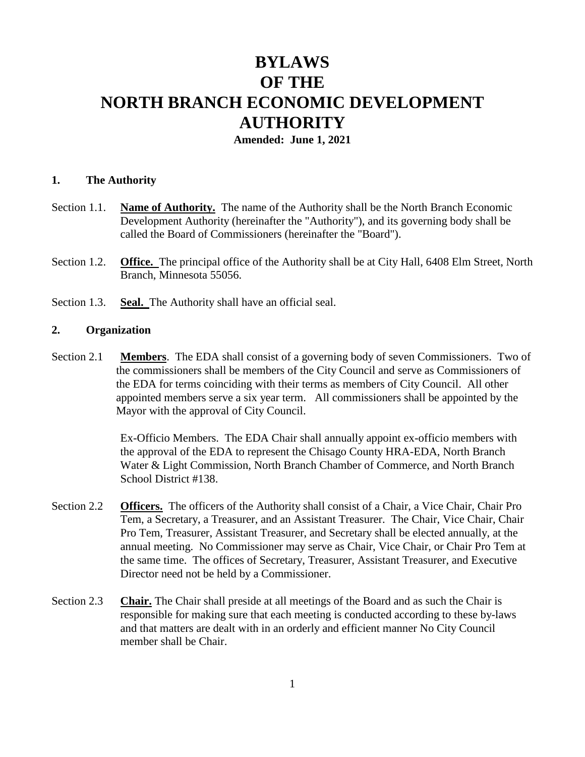# BYLAWS OF THE NORTH BRANCH ECONOMIC DEVELOPMENT AUTHORITY

**Amended: June 1, 2021**

## 1. The Authority

Section 1.1. **Name of Authority.** The name of the Authority shall be the North Branch Economic Development Authority (hereinafter the "Authority"), and its governing body shall be called the Board of Commissioners (hereinafter the "Board").

Section 1.2. **Office.** The principal office of the Authority shall be at City Hall, 6408 Elm Street, North Branch, Minnesota 55056.

Section 1.3. **Seal.** The Authority shall have an official seal.

## 2. Organization

Section 2.1 **Members**. The EDA shall consist of a governing body of seven Commissioners. Two of the commissioners shall be members of the City Council and serve as Commissioners of the EDA for terms coinciding with their terms as members of City Council. All other appointed members serve a six year term. All commissioners shall be appointed by the Mayor with the approval of City Council.

Ex-Officio Members. The EDA Chair shall annually appoint ex-officio members with the approval of the EDA to represent the Chisago County HRA-EDA, North Branch Water & Light Commission, North Branch Chamber of Commerce, and North Branch School District #138.

Section 2.2 **Officers.** The officers of the Authority shall consist of a Chair, a Vice Chair, Chair Pro Tem, a Secretary, a Treasurer, and an Assistant Treasurer. The Chair, Vice Chair, Chair Pro Tem, Treasurer, Assistant Treasurer, and Secretary shall be elected annually, at the annual meeting. No Commissioner may serve as Chair, Vice Chair, or Chair Pro Tem at the same time. The offices of Secretary, Treasurer, Assistant Treasurer, and Executive Director need not be held by a Commissioner.

Section 2.3 **Chair.** The Chair shall preside at all meetings of the Board and as such the Chair is responsible for making sure that each meeting is conducted according to these by-laws and that matters are dealt with in an orderly and efficient manner No City Council member shall be Chair.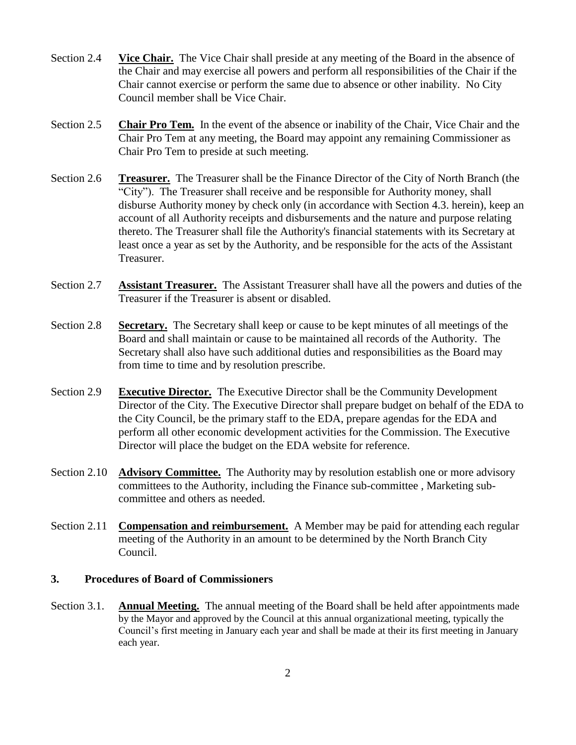Section 2.4 **Vice Chair.** The Vice Chair shall preside at any meeting of the Board in the absence of the Chair and may exercise all powers and perform all responsibilities of the Chair if the Chair cannot exercise or perform the same due to absence or other inability. No City Council member shall be Vice Chair.

Section 2.5 **Chair Pro Tem.** In the event of the absence or inability of the Chair, Vice Chair and the Chair Pro Tem at any meeting, the Board may appoint any remaining Commissioner as Chair Pro Tem to preside at such meeting.

Section 2.6 **Treasurer.** The Treasurer shall be the Finance Director of the City of North Branch (the "City"). The Treasurer shall receive and be responsible for Authority money, shall disburse Authority money by check only (in accordance with Section 4.3. herein), keep an account of all Authority receipts and disbursements and the nature and purpose relating thereto. The Treasurer shall file the Authority's financial statements with its Secretary at least once a year as set by the Authority, and be responsible for the acts of the Assistant Treasurer.

Section 2.7 **Assistant Treasurer.** The Assistant Treasurer shall have all the powers and duties of the Treasurer if the Treasurer is absent or disabled.

Section 2.8 **Secretary.** The Secretary shall keep or cause to be kept minutes of all meetings of the Board and shall maintain or cause to be maintained all records of the Authority. The Secretary shall also have such additional duties and responsibilities as the Board may from time to time and by resolution prescribe.

Section 2.9 **Executive Director.** The Executive Director shall be the Community Development Director of the City. The Executive Director shall prepare budget on behalf of the EDA to the City Council, be the primary staff to the EDA, prepare agendas for the EDA and perform all other economic development activities for the Commission. The Executive Director will place the budget on the EDA website for reference.

Section 2.10 **Advisory Committee.** The Authority may by resolution establish one or more advisory committees to the Authority, including the Finance sub-committee , Marketing sub-committee and others as needed.

Section 2.11 **Compensation and reimbursement.** A Member may be paid for attending each regular meeting of the Authority in an amount to be determined by the North Branch City Council.

## 3. Procedures of Board of Commissioners

Section 3.1. **Annual Meeting.** The annual meeting of the Board shall be held after appointments made by the Mayor and approved by the Council at this annual organizational meeting, typically the Council's first meeting in January each year and shall be made at their its first meeting in January each year.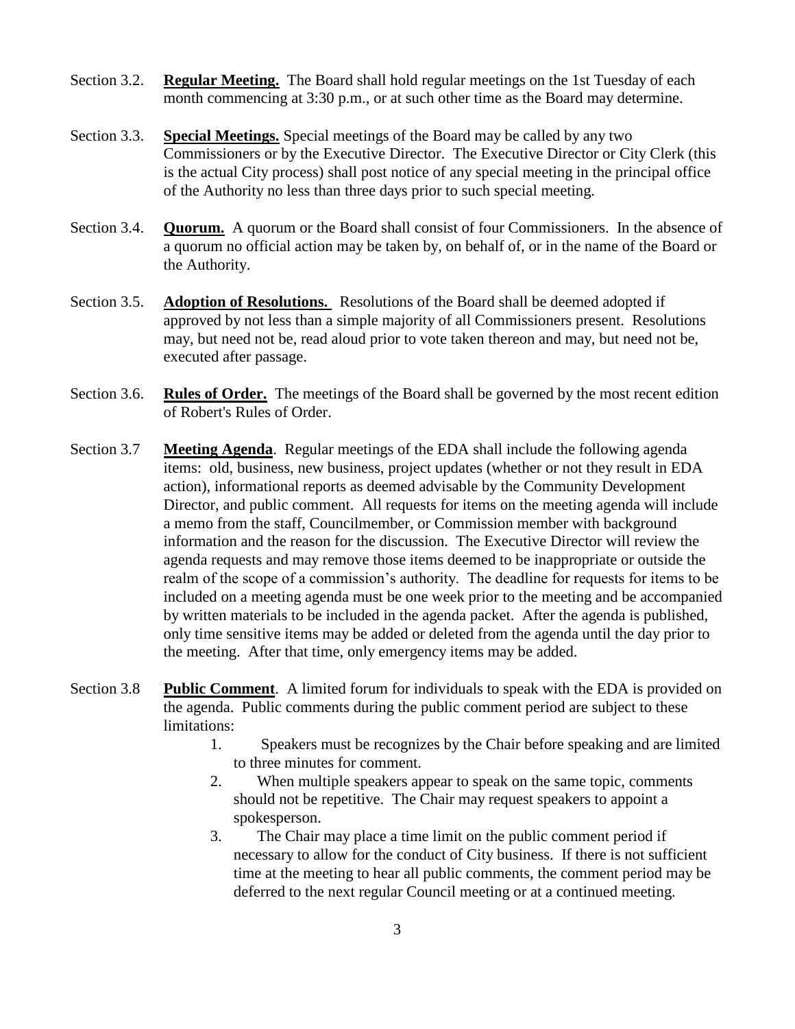Section 3.2. **Regular Meeting.** The Board shall hold regular meetings on the 1st Tuesday of each month commencing at 3:30 p.m., or at such other time as the Board may determine.

Section 3.3. **Special Meetings.** Special meetings of the Board may be called by any two Commissioners or by the Executive Director. The Executive Director or City Clerk (this is the actual City process) shall post notice of any special meeting in the principal office of the Authority no less than three days prior to such special meeting.

Section 3.4. **Quorum.** A quorum or the Board shall consist of four Commissioners. In the absence of a quorum no official action may be taken by, on behalf of, or in the name of the Board or the Authority.

Section 3.5. **Adoption of Resolutions.** Resolutions of the Board shall be deemed adopted if approved by not less than a simple majority of all Commissioners present. Resolutions may, but need not be, read aloud prior to vote taken thereon and may, but need not be, executed after passage.

Section 3.6. **Rules of Order.** The meetings of the Board shall be governed by the most recent edition of Robert's Rules of Order.

Section 3.7 **Meeting Agenda**. Regular meetings of the EDA shall include the following agenda items: old, business, new business, project updates (whether or not they result in EDA action), informational reports as deemed advisable by the Community Development Director, and public comment. All requests for items on the meeting agenda will include a memo from the staff, Councilmember, or Commission member with background information and the reason for the discussion. The Executive Director will review the agenda requests and may remove those items deemed to be inappropriate or outside the realm of the scope of a commission's authority. The deadline for requests for items to be included on a meeting agenda must be one week prior to the meeting and be accompanied by written materials to be included in the agenda packet. After the agenda is published, only time sensitive items may be added or deleted from the agenda until the day prior to the meeting. After that time, only emergency items may be added.

Section 3.8 **Public Comment**. A limited forum for individuals to speak with the EDA is provided on the agenda. Public comments during the public comment period are subject to these limitations:

1. Speakers must be recognizes by the Chair before speaking and are limited to three minutes for comment.
2. When multiple speakers appear to speak on the same topic, comments should not be repetitive. The Chair may request speakers to appoint a spokesperson.
3. The Chair may place a time limit on the public comment period if necessary to allow for the conduct of City business. If there is not sufficient time at the meeting to hear all public comments, the comment period may be deferred to the next regular Council meeting or at a continued meeting.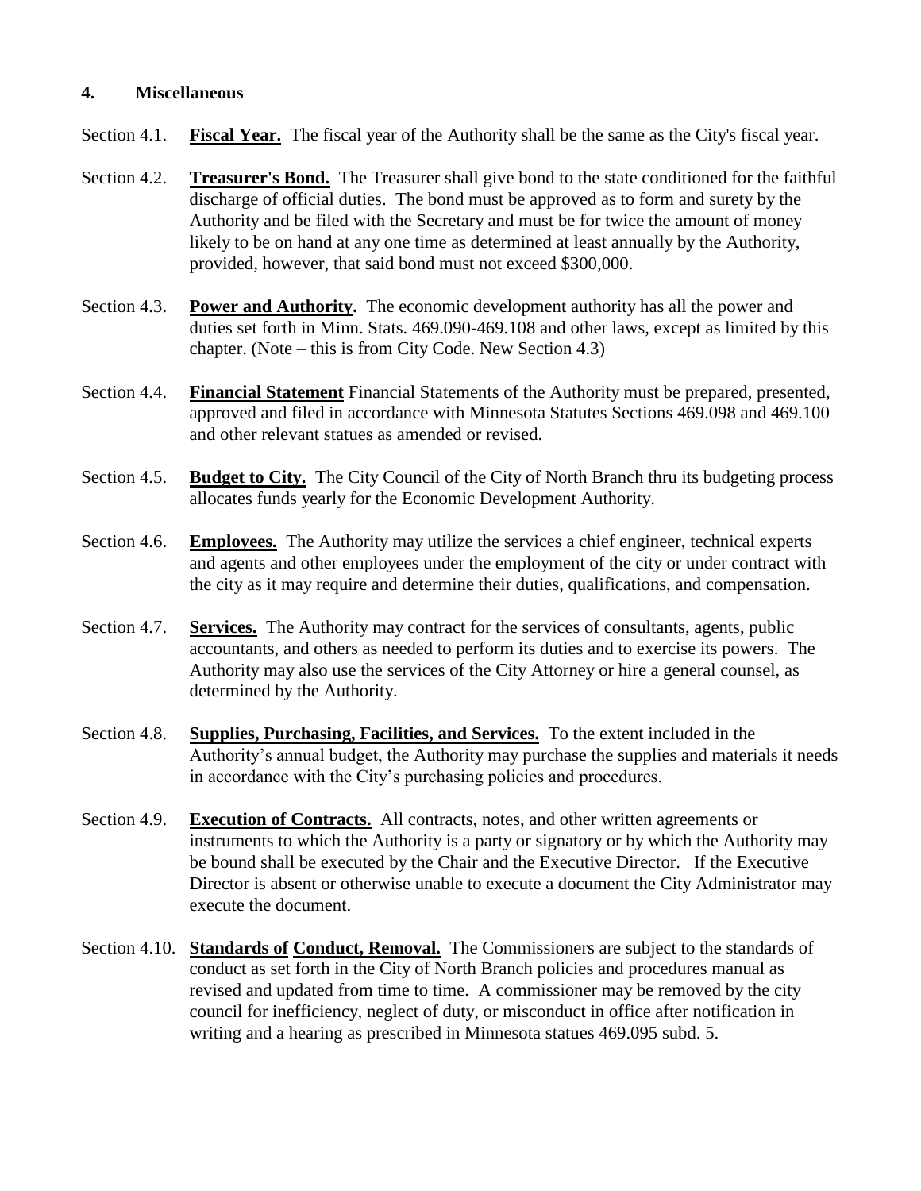## 4. Miscellaneous

Section 4.1. **Fiscal Year.** The fiscal year of the Authority shall be the same as the City's fiscal year.

Section 4.2. **Treasurer's Bond.** The Treasurer shall give bond to the state conditioned for the faithful discharge of official duties. The bond must be approved as to form and surety by the Authority and be filed with the Secretary and must be for twice the amount of money likely to be on hand at any one time as determined at least annually by the Authority, provided, however, that said bond must not exceed $300,000.

Section 4.3. **Power and Authority.** The economic development authority has all the power and duties set forth in Minn. Stats. 469.090-469.108 and other laws, except as limited by this chapter. (Note – this is from City Code. New Section 4.3)

Section 4.4. **Financial Statement** Financial Statements of the Authority must be prepared, presented, approved and filed in accordance with Minnesota Statutes Sections 469.098 and 469.100 and other relevant statues as amended or revised.

Section 4.5. **Budget to City.** The City Council of the City of North Branch thru its budgeting process allocates funds yearly for the Economic Development Authority.

Section 4.6. **Employees.** The Authority may utilize the services a chief engineer, technical experts and agents and other employees under the employment of the city or under contract with the city as it may require and determine their duties, qualifications, and compensation.

Section 4.7. **Services.** The Authority may contract for the services of consultants, agents, public accountants, and others as needed to perform its duties and to exercise its powers. The Authority may also use the services of the City Attorney or hire a general counsel, as determined by the Authority.

Section 4.8. **Supplies, Purchasing, Facilities, and Services.** To the extent included in the Authority's annual budget, the Authority may purchase the supplies and materials it needs in accordance with the City's purchasing policies and procedures.

Section 4.9. **Execution of Contracts.** All contracts, notes, and other written agreements or instruments to which the Authority is a party or signatory or by which the Authority may be bound shall be executed by the Chair and the Executive Director. If the Executive Director is absent or otherwise unable to execute a document the City Administrator may execute the document.

Section 4.10. **Standards of Conduct, Removal.** The Commissioners are subject to the standards of conduct as set forth in the City of North Branch policies and procedures manual as revised and updated from time to time. A commissioner may be removed by the city council for inefficiency, neglect of duty, or misconduct in office after notification in writing and a hearing as prescribed in Minnesota statues 469.095 subd. 5.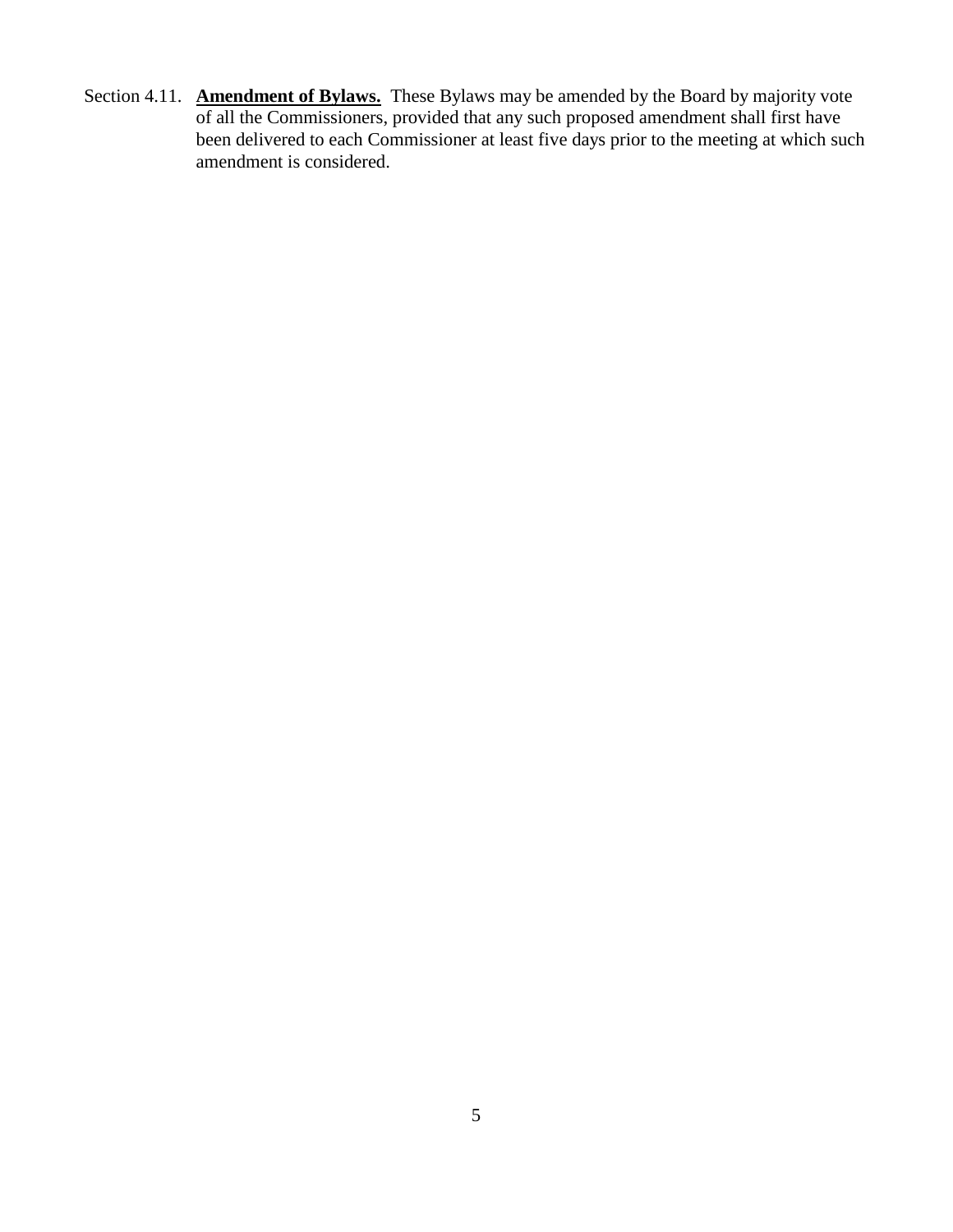Section 4.11. **<u>Amendment of Bylaws.</u>** These Bylaws may be amended by the Board by majority vote of all the Commissioners, provided that any such proposed amendment shall first have been delivered to each Commissioner at least five days prior to the meeting at which such amendment is considered.